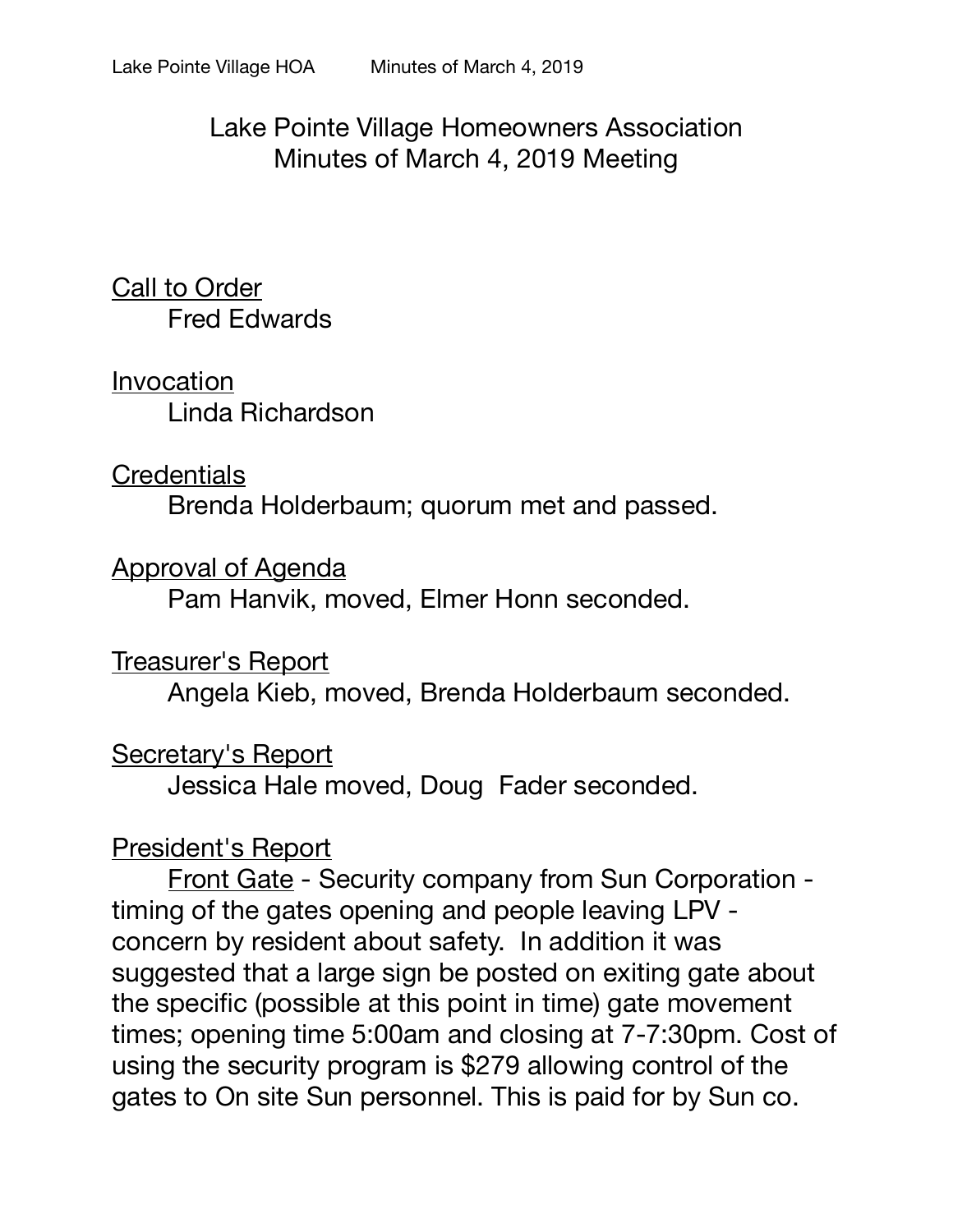# Lake Pointe Village Homeowners Association
## Minutes of March 4, 2019 Meeting

<u>Call to Order</u>
Fred Edwards

<u>Invocation</u>
Linda Richardson

<u>Credentials</u>
Brenda Holderbaum; quorum met and passed.

<u>Approval of Agenda</u>
Pam Hanvik, moved, Elmer Honn seconded.

<u>Treasurer's Report</u>
Angela Kieb, moved, Brenda Holderbaum seconded.

<u>Secretary's Report</u>
Jessica Hale moved, Doug Fader seconded.

<u>President's Report</u>

<u>Front Gate</u> - Security company from Sun Corporation - timing of the gates opening and people leaving LPV - concern by resident about safety. In addition it was suggested that a large sign be posted on exiting gate about the specific (possible at this point in time) gate movement times; opening time 5:00am and closing at 7-7:30pm. Cost of using the security program is $279 allowing control of the gates to On site Sun personnel. This is paid for by Sun co.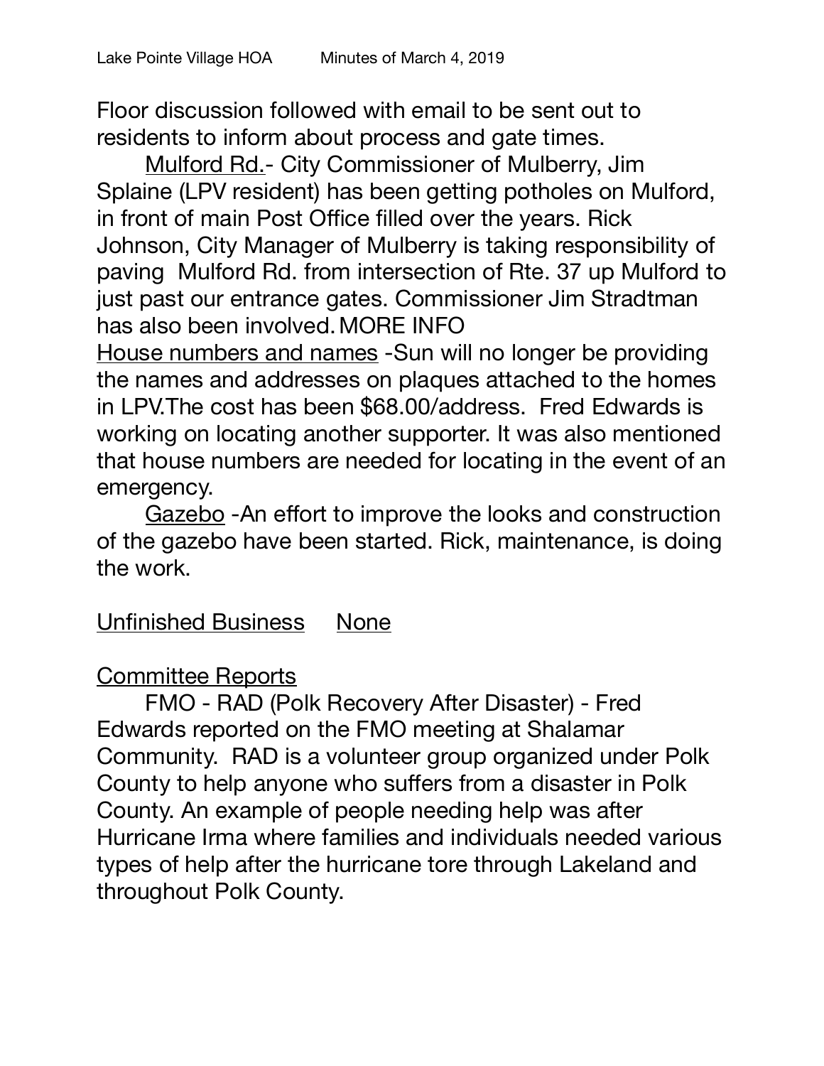Floor discussion followed with email to be sent out to residents to inform about process and gate times.

Mulford Rd.- City Commissioner of Mulberry, Jim Splaine (LPV resident) has been getting potholes on Mulford, in front of main Post Office filled over the years. Rick Johnson, City Manager of Mulberry is taking responsibility of paving Mulford Rd. from intersection of Rte. 37 up Mulford to just past our entrance gates. Commissioner Jim Stradtman has also been involved. MORE INFO

House numbers and names -Sun will no longer be providing the names and addresses on plaques attached to the homes in LPV.The cost has been $68.00/address. Fred Edwards is working on locating another supporter. It was also mentioned that house numbers are needed for locating in the event of an emergency.

Gazebo -An effort to improve the looks and construction of the gazebo have been started. Rick, maintenance, is doing the work.

Unfinished Business None

Committee Reports

FMO - RAD (Polk Recovery After Disaster) - Fred Edwards reported on the FMO meeting at Shalamar Community. RAD is a volunteer group organized under Polk County to help anyone who suffers from a disaster in Polk County. An example of people needing help was after Hurricane Irma where families and individuals needed various types of help after the hurricane tore through Lakeland and throughout Polk County.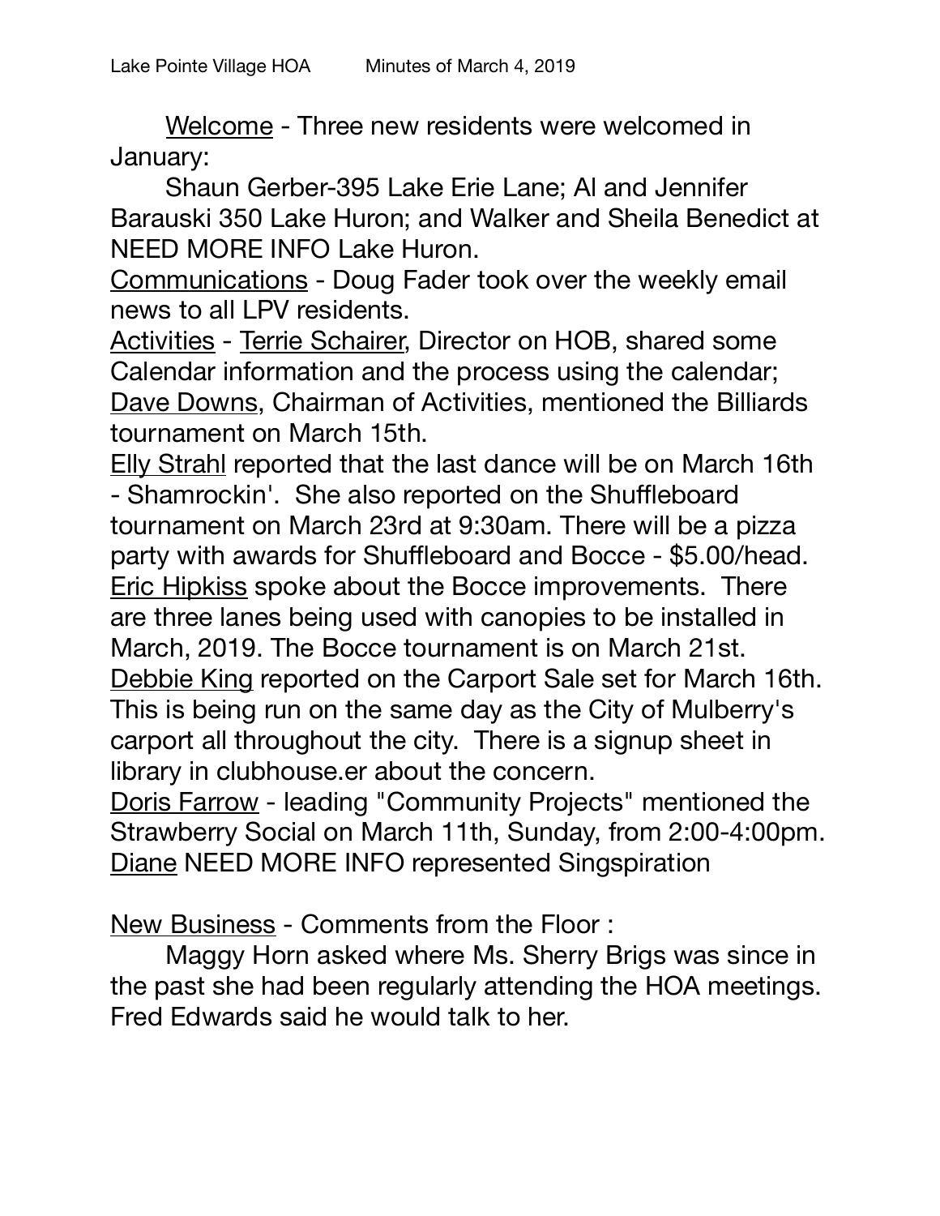Welcome - Three new residents were welcomed in January:

Shaun Gerber-395 Lake Erie Lane; Al and Jennifer Barauski 350 Lake Huron; and Walker and Sheila Benedict at NEED MORE INFO Lake Huron.

Communications - Doug Fader took over the weekly email news to all LPV residents.

Activities - Terrie Schairer, Director on HOB, shared some Calendar information and the process using the calendar; Dave Downs, Chairman of Activities, mentioned the Billiards tournament on March 15th.

Elly Strahl reported that the last dance will be on March 16th - Shamrockin'.  She also reported on the Shuffleboard tournament on March 23rd at 9:30am. There will be a pizza party with awards for Shuffleboard and Bocce - $5.00/head.

Eric Hipkiss spoke about the Bocce improvements.  There are three lanes being used with canopies to be installed in March, 2019. The Bocce tournament is on March 21st.

Debbie King reported on the Carport Sale set for March 16th. This is being run on the same day as the City of Mulberry's carport all throughout the city.  There is a signup sheet in library in clubhouse.er about the concern.

Doris Farrow - leading "Community Projects" mentioned the Strawberry Social on March 11th, Sunday, from 2:00-4:00pm.

Diane NEED MORE INFO represented Singspiration

New Business - Comments from the Floor :

Maggy Horn asked where Ms. Sherry Brigs was since in the past she had been regularly attending the HOA meetings. Fred Edwards said he would talk to her.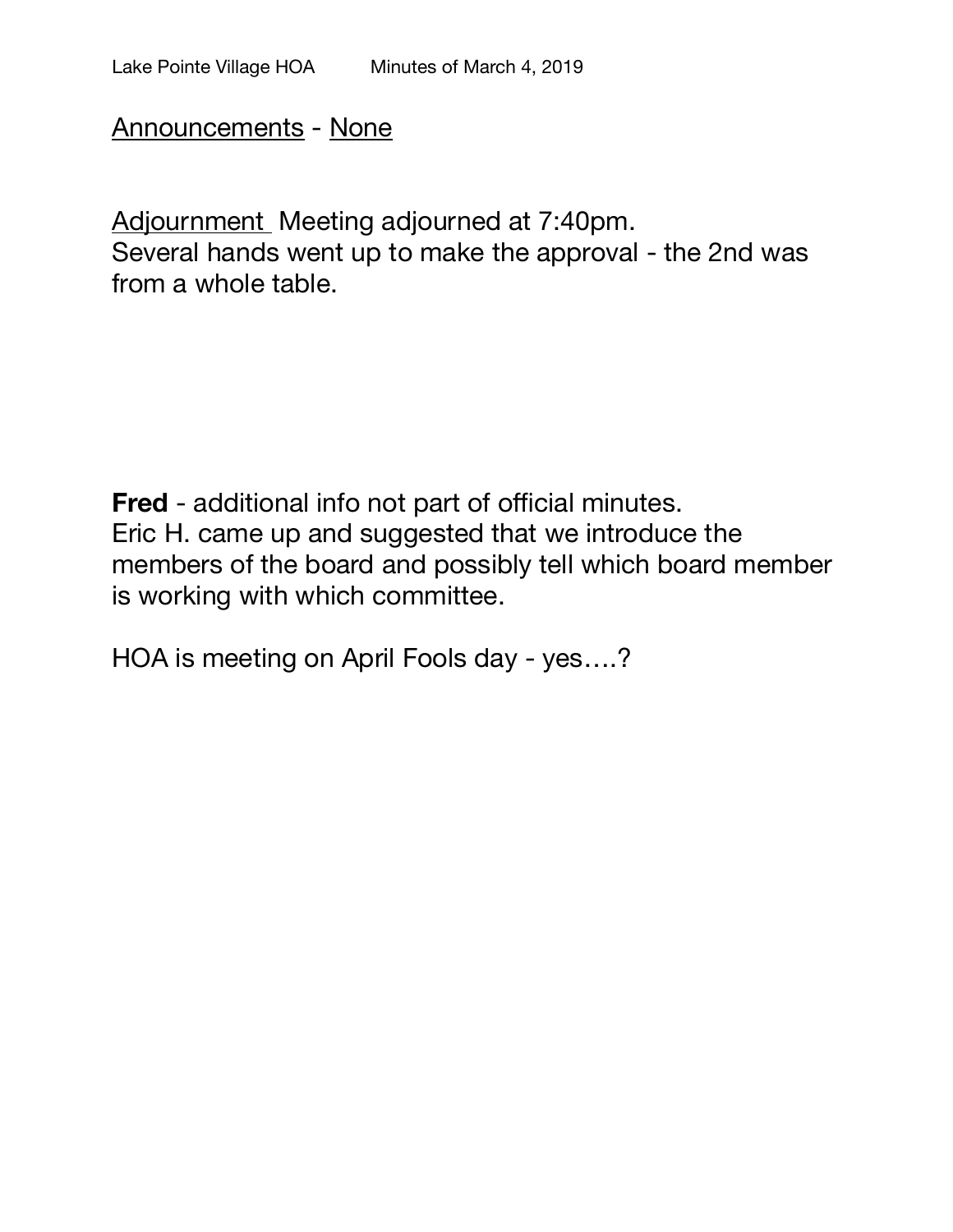Announcements - None

Adjournment Meeting adjourned at 7:40pm.
Several hands went up to make the approval - the 2nd was from a whole table.

**Fred** - additional info not part of official minutes.
Eric H. came up and suggested that we introduce the members of the board and possibly tell which board member is working with which committee.

HOA is meeting on April Fools day - yes….?